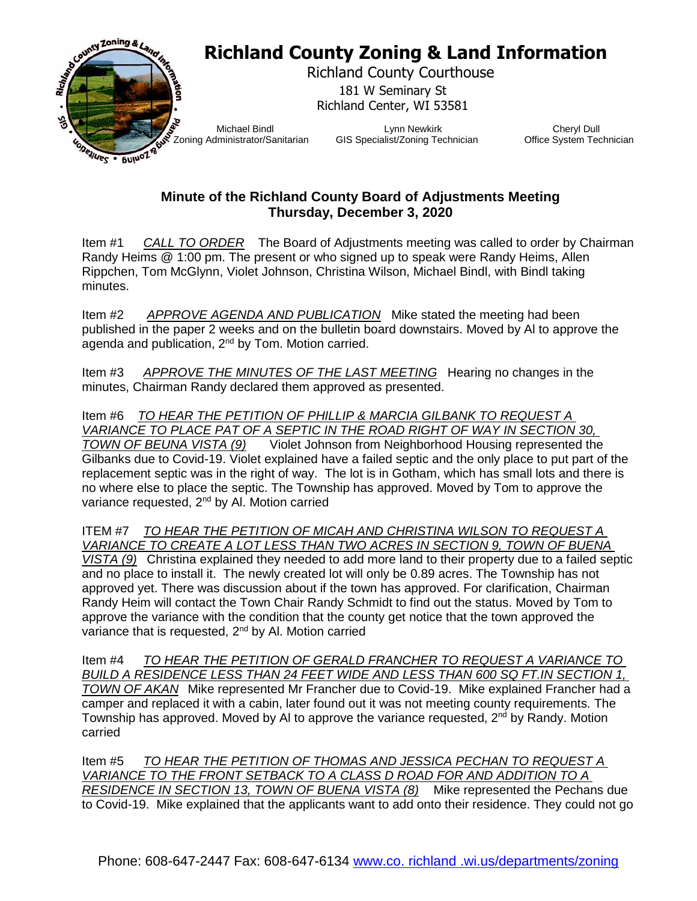# Richland County Zoning & Land Information

Richland County Courthouse
181 W Seminary St
Richland Center, WI 53581

Michael Bindl
Zoning Administrator/Sanitarian

Lynn Newkirk
GIS Specialist/Zoning Technician

Cheryl Dull
Office System Technician

## Minute of the Richland County Board of Adjustments Meeting
## Thursday, December 3, 2020

Item #1 *CALL TO ORDER* The Board of Adjustments meeting was called to order by Chairman Randy Heims @ 1:00 pm. The present or who signed up to speak were Randy Heims, Allen Rippchen, Tom McGlynn, Violet Johnson, Christina Wilson, Michael Bindl, with Bindl taking minutes.

Item #2 *APPROVE AGENDA AND PUBLICATION* Mike stated the meeting had been published in the paper 2 weeks and on the bulletin board downstairs. Moved by Al to approve the agenda and publication, 2nd by Tom. Motion carried.

Item #3 *APPROVE THE MINUTES OF THE LAST MEETING* Hearing no changes in the minutes, Chairman Randy declared them approved as presented.

Item #6 *TO HEAR THE PETITION OF PHILLIP & MARCIA GILBANK TO REQUEST A VARIANCE TO PLACE PAT OF A SEPTIC IN THE ROAD RIGHT OF WAY IN SECTION 30, TOWN OF BEUNA VISTA (9)* Violet Johnson from Neighborhood Housing represented the Gilbanks due to Covid-19. Violet explained have a failed septic and the only place to put part of the replacement septic was in the right of way. The lot is in Gotham, which has small lots and there is no where else to place the septic. The Township has approved. Moved by Tom to approve the variance requested, 2nd by Al. Motion carried

ITEM #7 *TO HEAR THE PETITION OF MICAH AND CHRISTINA WILSON TO REQUEST A VARIANCE TO CREATE A LOT LESS THAN TWO ACRES IN SECTION 9, TOWN OF BUENA VISTA (9)* Christina explained they needed to add more land to their property due to a failed septic and no place to install it. The newly created lot will only be 0.89 acres. The Township has not approved yet. There was discussion about if the town has approved. For clarification, Chairman Randy Heim will contact the Town Chair Randy Schmidt to find out the status. Moved by Tom to approve the variance with the condition that the county get notice that the town approved the variance that is requested, 2nd by Al. Motion carried

Item #4 *TO HEAR THE PETITION OF GERALD FRANCHER TO REQUEST A VARIANCE TO BUILD A RESIDENCE LESS THAN 24 FEET WIDE AND LESS THAN 600 SQ FT.IN SECTION 1, TOWN OF AKAN* Mike represented Mr Francher due to Covid-19. Mike explained Francher had a camper and replaced it with a cabin, later found out it was not meeting county requirements. The Township has approved. Moved by Al to approve the variance requested, 2nd by Randy. Motion carried

Item #5 *TO HEAR THE PETITION OF THOMAS AND JESSICA PECHAN TO REQUEST A VARIANCE TO THE FRONT SETBACK TO A CLASS D ROAD FOR AND ADDITION TO A RESIDENCE IN SECTION 13, TOWN OF BUENA VISTA (8)* Mike represented the Pechans due to Covid-19. Mike explained that the applicants want to add onto their residence. They could not go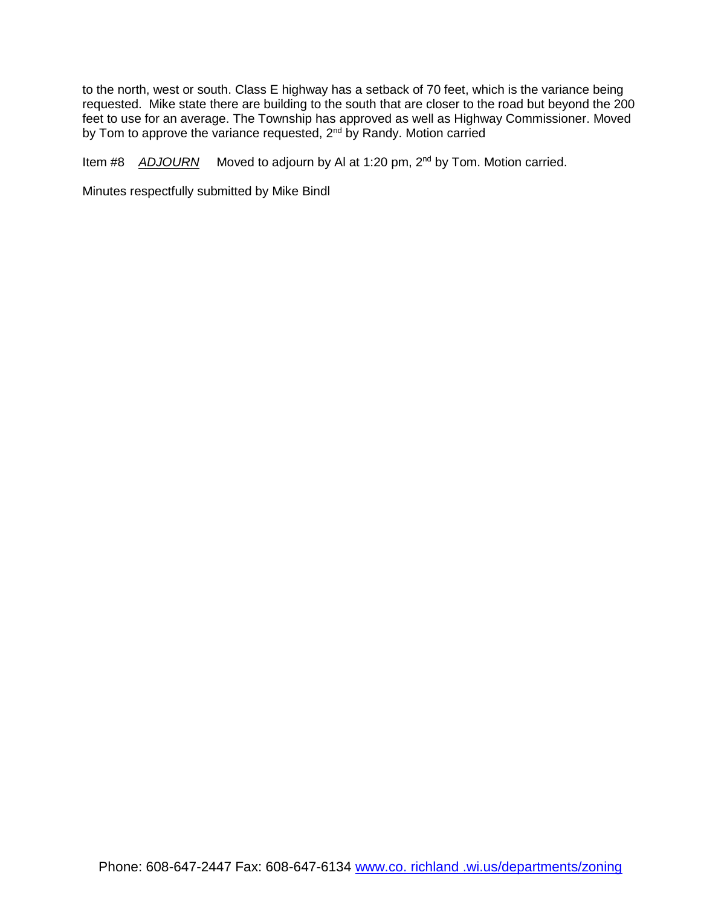to the north, west or south. Class E highway has a setback of 70 feet, which is the variance being requested. Mike state there are building to the south that are closer to the road but beyond the 200 feet to use for an average. The Township has approved as well as Highway Commissioner. Moved by Tom to approve the variance requested, 2nd by Randy. Motion carried

Item #8 *ADJOURN* Moved to adjourn by Al at 1:20 pm, 2nd by Tom. Motion carried.

Minutes respectfully submitted by Mike Bindl

Phone: 608-647-2447 Fax: 608-647-6134 www.co. richland .wi.us/departments/zoning